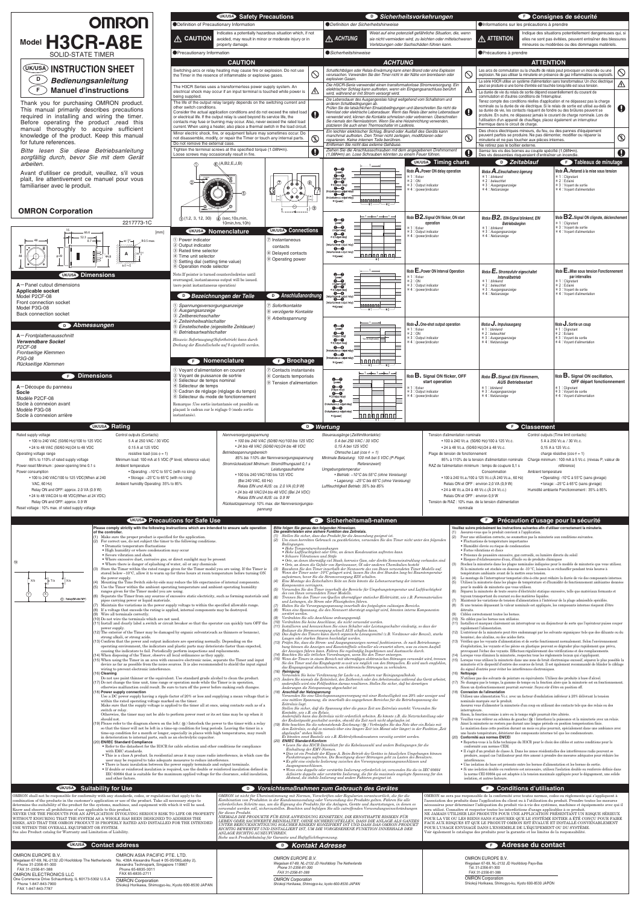# OMRON

## Model H3CR-A8E

SOLID-STATE TIMER

## (UK/USA) INSTRUCTION SHEET

## (D) *Bedienungsanleitung*

## (F) *Manuel d'instructions*

Thank you for purchasing OMRON product. This manual primarily describes precautions required in installing and wiring the product. Before operating the product, read this manual thoroughly to acquire sufficient knowledge of the product. Keep this manual for future references.

*Bitte lesen Sie diese Betriebsanleitung sorgfältig durch, bevor Sie mit dem Gerät arbeiten.*

Avant d'utiliser ce produit, veuillez, s'il vous plaît, lire attentivement ce manuel pour vous familiariser avec le produit.

**OMRON Corporation**

2217773-1C

## (UK/USA) Safety Precautions

●Definition of Precautionary Information

| ⚠ CAUTION | Indicates a potentially hazardous situation which, if not avoided, may result in minor or moderate injury or in property damage. |
|---|---|

●Precautionary Information

**CAUTION**

- Switching arcs or relay heating may cause fire or explosion. Do not use the Timer in the presence of inflammable or explosive gases.
- The H3CR Series uses a transformerless power supply system. An electrical shock may occur if an input terminal is touched while power is being supplied.
- The life of the output relay largely depends on the switching current and other switch conditions. Consider the actual application conditions and do not exceed the rated load or electrical life. If the output relay is used beyond its service life, the contacts may fuse or burning may occur. Also, never exceed the rated load current When using a heater, also place a thermal switch in the load circuit.
- Minor electric shock, fire, or equipment failure may sometimes occur. Do not disassemble, modify, or repair the Timer or touch any internal parts.
- Do not remove the external case.
- Tighten the terminal screws at the specified torque (1.08N•m). Loose screws may occasionally result in fire.

## (D) *Sicherheitsvorkehrungen*

●*Definition der Sicherheitshinweise*

| ⚠ *ACHTUNG* | *Weist auf eine potenziell gefährliche Situation, die, wenn sie nicht vermieden wird, zu leichten oder mittelschweren Verletzungen oder Sachschäden führen kann.* |
|---|---|

●*Sicherheitshinweise*

***ACHTUNG***

- *Schaltfichtbögen oder Relais-Erwärmung kann einen Brand oder eine Explosion verursachen. Verwenden Sie den Timer nicht in der Nähe von brennbaren oder explosiven Gasen.*
- *Die H3CR-Serie verwendet einen transformatorlose Stromversorgung. Ein elektrischer Schlag kann auftreten, wenn ein Eingangsanschluss berührt wird, während er mit Strom versorgt wird.*
- *Die Lebensdauer des Ausgangsrelais hängt weitgehend vom Schaltstrom und anderen Schaltbedingungen ab. Prüfen Sie die tatsächlichen Einsatzbedingungen und überschreiten Sie nicht die Nennlast oder elektrische Lebensdauer. Wenn das Relais über seine Lebensdauer verwendet wird, können die Kontakte schmelzen oder verbrennen. Überschreiten Sie niemals den Nennlaststrom. Wenn Sie eine Heizeinrichtung verwenden, platzieren Sie auch einen Thermoschalter im Lastkreis.*
- *Ein leichter elektrischer Schlag, Brand oder Ausfall des Geräts kann manchmal auftreten. Den Timer nicht zerlegen, modifizieren oder reparieren. Keine internen Teile berühren.*
- *Entfernen Sie nicht das externe Gehäuse.*
- *Ziehen Sie die Anschlussschrauben mit dem angegebenen Drehmoment (1,08N•m) an. Lose Schrauben könnten zu einem Feuer führen.*

## (F) Consignes de sécurité

●Informations sur les précautions à prendre

| ⚠ ATTENTION | Indique des situations potentiellement dangereuses qui, si elles ne sont pas évitées, peuvent entraîner des blessures mineures ou modérées ou des dommages matériels. |
|---|---|

●Précautions à prendre

**ATTENTION**

- Les arcs de commutation ou la chauffe de relais peut provoquer un incendie ou une explosion. Ne pas utiliser la minuterie en présence de gaz inflammables ou explosifs.
- La série H3CR utilise un système d'alimentation sans transformateur. Un choc électrique peut se produire si une borne d'entrée est touchée lorsqu'elle est sous tension.
- La durée de vie du relais de sortie dépend essentiellement du courant de commutation et d'autres conditions de l'interrupteur. Tenez compte des conditions réelles d'application et ne dépassez pas la charge nominale ou la durée de vie électrique. Si le relais de sortie est utilisé au-delà de sa durée de vie, les contacts risquent de fondre ou des brûlures peuvent se produire. En outre, ne dépassez jamais le courant de charge nominale. Lors de l'utilisation d'un appareil de chauffage, placez également un interrupteur thermique dans le circuit de charge.
- Des chocs électriques mineurs, du feu, ou des pannes d'équipement peuvent parfois se produire. Ne pas démonter, modifier ou réparer la minuterie et ne pas toucher aux pièces internes.
- Ne retirez pas le boîtier externe.
- Serrez les vis des bornes au couple spécifié (1,08N•m). Des vis desserrées risqueraient d'entraîner un incendie.

## (UK/USA) Dimensions

A—Panel cutout dimensions

**Applicable socket**

Model P2CF-08

Front connection socket

Model P3G-08

Back connection socket

## (D) *Abmessungen*

A—*Frontplattenausschnitt*

***Verwendbare Sockel***

*P2CF-08*

*Frontseitige Klemmen*

*P3G-08*

*Rückseitige Klemmen*

## (F) Dimensions

A—Découpe du panneau

**Socle**

Modèle P2CF-08

Socle à connexion avant

Modèle P3G-08

Socle à connexion arrière

## (UK/USA) Nomenclature

① Power indicator
② Output indicator
③ Rated time selector
④ Time unit selector
⑤ Setting dial (setting time value)
⑥ Operation mode selector

Note:If pointer is turned counterclockwise until overranged, instantaneous output will be issued. (zero point instantaneous operation)

## (UK/USA) Connections

⑦ Instantaneous contacts
⑧ Delayed contacts
⑨ Operating power

## (D) *Bezeichnungen der Teile*

① *Spannungsversorgungsanzeige*
② *Ausgangsanzeige*
③ *Zeitbereichsschalter*
④ *Zeiteinheitwahlschalter*
⑤ *Einstellscheibe (eingestellte Zeitdauer)*
⑥ *Betriebsartwahlschalter*

*Hinweis: Sofortausgang(Sofortbetrieb) kann durch Drehung der Einstellscheibe auf 0 eingestellt werden.*

## (D) *Anschlußanordnung*

⑦ *Sofortkontakte*
⑧ *verzögerte Kontakte*
⑨ *Arbeitsspannung*

## (F) Nomenclature

① Voyant d'alimentation en courant
② Voyant de puissance de sortie
③ Sélecteur de temps nominal
④ Sélecteur de temps
⑤ Cadran de réglage (réglage du temps)
⑥ Sélecteur du mode de fonctionnement

Remarque :Une sortie instantanée est possible en plaçant le cadran sur le réglage 0 (mode sortie instantanée).

## (F) Brochage

⑦ Contacts instantanés
⑧ Contacts temporisés
⑨ Tension d'alimentation

①(A,B2,E,J,B) ③(1.2, 3, 12, 30) ④(sec,10s,min, 10min,hrs,10h)

## (UK/USA) Timing charts

- **Mode A. Power ON delay operation** — ＊1 : flicker ＊2 : ON ＊3 : Output indicator ＊4 : (power)indicator
- **Mode B2. Signal ON flicker, OFF start operation** — ＊1 : flicker ＊3 : Output indicator ＊4 : (power)indicator
- **Mode E. Power ON Interval Operation** — ＊1 : flicker ＊2 : ON ＊3 : Output indicator ＊4 : (power)indicator
- **Mode J. One-shot output operation** — ＊1 : flicker ＊2 : ON ＊3 : Output indicator ＊4 : (power)indicator
- **Mode B. Signal ON flicker, OFF start operation** — ＊1 : flicker ＊3 : Output indicator ＊4 : (power)indicator

## (D) *Zeitablauf*

- ***Modus A. Einschaltverz ögerung*** — ＊1 : *blinkend* ＊2 : *beleuchtet* ＊3 : *Ausgangsanzeige* ＊4 : *Netzanzeige*
- ***Modus B2. EIN-Signal blinkend, EIN Betriebsbeginn*** — ＊1 : *blinkend* ＊3 : *Ausgangsanzeige* ＊4 : *Netzanzeige*
- ***Modus E. Stromzufuhr eigeschaltet Intervallbetrieb*** — ＊1 : *blinkend* ＊2 : *beleuchtet* ＊3 : *Ausgangsanzeige* ＊4 : *Netzanzeige*
- ***Modus J. Impulsausgang*** — ＊1 : *blinkend* ＊2 : *beleuchtet* ＊3 : *Ausgangsanzeige* ＊4 : *Netzanzeige*
- ***Modus B. Signal EIN Flimmern, AUS Betriebsstart*** — ＊1 : *blinkend* ＊3 : *Ausgangsanzeige* ＊4 : *Netzanzeige*

## (F) Tableaux de minutage

- **Mode A. Retard à la mise sous tension** — ＊1 : Clignotant ＊2 : Eclairé ＊3 : Voyant de sortie ＊4 : Voyant d'alimentation
- **Mode B2. Signal ON clignote, déclenchement par intervalles** — ＊1 : Clignotant ＊3 : Voyant de sortie ＊4 : Voyant d'alimentation
- **Mode E. Mise sous tension Fonctionnement par intervalles** — ＊1 : Clignotant ＊2 : Eclairé ＊3 : Voyant de sortie ＊4 : Voyant d'alimentation
- **Mode J. Sortie un coup** — ＊1 : Clignotant ＊2 : Eclairé ＊3 : Voyant de sortie ＊4 : Voyant d'alimentation
- **Mode B. Signal ON oscillation, OFF départ fonctionnement** — ＊1 : Clignotant ＊3 : Voyant de sortie ＊4 : Voyant d'alimentation

## (UK/USA) Rating

Rated supply voltage
- 100 to 240 VAC (50/60 Hz)/100 to 125 VDC
- 24 to 48 VAC (50/60 Hz)/24 to 48 VDC

Operating voltage range
85% to 110% of rated supply voltage

Power reset Minimum : power-opening time 0.1 s

Power consumption
- 100 to 240 VAC/100 to 125 VDC(When at 240 VAC, 60 Hz)
  Relay ON and OFF: approx. 2.0 VA (0.9 W)
- 24 to 48 VAC/24 to 48 VDC(When at 24 VDC)
  Relay ON and OFF: approx. 0.9 W

Reset voltage : 10% max. of rated supply voltage

Control outputs (Contacts):
5 A at 250 VAC / 30 VDC
0.15 A at 125 VDC
resistive load (cos φ = 1)

Minimum load: 100 mA at 5 VDC (P level, reference value)

Ambient temperature
- Operating: –10°C to 55°C (with no icing)
- Storage: –25°C to 65°C (with no icing)

Ambient humidity Operating: 35% to 85%

## (D) *Wertung*

*Nennversorgungsspannung*
- *100 bis 240 VAC (50/60 Hz)/100 bis 125 VDC*
- *24 bis 48 VAC (50/60 Hz)/24 bis 48 VDC*

*Betriebsspannungsbereich*
*85% bis 110% der Nennversorgungsspannung*

*Stromrücksetzzeit Minimum: Stromöffnungszeit 0,1 s*

*Leistungsaufnahme*
- *100 bis 240 VAC/100 bis 125 VDC (Bei 240 VAC, 60 Hz)*
  *Relais EIN und AUS: ca. 2,0 VA (0,9 W)*
- *24 bis 48 VAC/24 bis 48 VDC (Bei 24 VDC)*
  *Relais EIN und AUS: ca. 0,9 W*

*Rücksetzspannung: 10% max. der Nennversorgungsspannung*

*Steuerausgänge (Zeitfunktkontakte):*
*5 A bei 250 VAC / 30 VDC*
*0,15 A bei 125 VDC*
*Ohmsche Last (cos φ = 1)*

*Minimale Belastung: 100 mA bei 5 VDC (P-Pegel, Referenzwert)*

*Umgebungstemperatur*
- *Betrieb: –10°C bis 55°C (ohne Vereisung)*
- *Lagerung: –25°C bis 65°C (ohne Vereisung)*

*Luftfeuchtigkeit Betrieb: 35% bis 85%*

## (F) Classement

Tension d'alimentation nominale
- 100 à 240 V c.a. (50/60 Hz)/100 à 125 V c.c.
- 24 à 48 V c.a. (50/60 Hz)/24 à 48 V c.c.

Plage de tension de fonctionnement
85% à 110% de la tension d'alimentation nominale

RAZ de l'alimentation minimum : temps de coupure 0,1 s

Consommation
- 100 à 240 V c.a./100 à 125 V c.c.(À 240 V c.a., 60 Hz)
  Relais ON et OFF : environ 2,0 VA (0,9 W)
- 24 à 48 V c.a./24 à 48 V c.c.(À 24 V c.c.)
  Relais ON et OFF : environ 0,9 W

Tension de RAZ : 10% max. de la tension d'alimentation nominale

Control outputs (Time limit contacts):
5 A à 250 V c.a. / 30 V c.c.
0,15 A à 125 V c.c.
charge résistive (cos φ = 1)

Charge minimum : 100 mA à 5 V c.c. (niveau P, valeur de référence)

Ambient temperature
- Operating : -10°C à 55°C (sans givrage)
- torage: –25°C à 65°C (sans givrage)

Humidité ambiante Fonctionnement : 35% à 85%

## (UK/USA) Precautions for Safe Use

**Please comply strictly with the following instructions which are intended to ensure safe operation of the controller.**

(1) Make sure the proper product is specified for the application.
(2) For correct use, do not subject the timer to the following conditions.
- Dramatic temperature fluctuations
- High humidity or where condensation may occur
- Severe vibration and shock
- Where excessive dust, corrosive gas, or direct sunlight may be present
- Where there is danger of splashing of water, oil or any chemicals

(3) Store the Timer within the rated ranges given for the Timer model you are using. If the Timer is stored below –10°C, allow it to warm up for three hours at room temperature before turning ON the power supply.
(4) Mounting the Time Switch side-by-side may reduce the life expectancy of internal components.
(5) Use the Timer within the ambient operating temperature and ambient operating humidity ranges given for the Timer model you are using.
(6) Separate the Timer from any source of excessive static electricity, such as forming materials and pipes carrying power or liquid materials.
(7) Maintain the variations in the power supply voltage to within the specified allowable range.
(8) If a voltage that exceeds the rating is applied, internal components may be destroyed.
(9) Wire all terminals correctly.
(10) Do not wire the terminals which are not used.
(11) Install and clearly label a switch or circuit breaker so that the operator can quickly turn OFF the power supply.
(12) The exterior of the Timer may be damaged by organic solvents(such as thinners or benzene), strong alkali, or strong acids.
(13) Confirm that the power and output indicators are operating normally. Depending on the operating environment, the indicators and plastic parts may deteriorate faster than expected, causing the indicators to fail. Periodically perform inspections and replacements.
(14) When disposing of the Timer, observe all local ordinances as they apply.
(15) When using the Timer in an area with excessive electronic noise, separate the Timer and input device as far as possible from the noise sources. It is also recommended to shield the input signal wiring to prevent electronic interference.
(16) **Cleaning**
Do not use paint thinner or the equivalent. Use standard grade alcohol to clean the product.
(17) Do not change the time unit, time range or operation mode while the Timer is in operation, otherwise malfunction could result. Be sure to turn off the power before making such changes.
(18) **Power supply connection**
Use a DC power supply having a ripple factor of 20% or less and supplying a mean voltage that is within the rated operating voltage marked on the timer.
Make sure that the supply voltage is applied to the timer all at once, using contacts such as of a switch or relay.
Otherwise, the timer may not be able to perform power reset or its set time may be up when it should not.
(19) Please refer to the diagram shown on the left( Ⓢ ) Interlock the power to the timer with a relay so that the timer will not be left in a time-up condition for long periods. Leaving the timer in a time-up condition for a month or longer, especially in places with high temperatures, may result in deterioration to internal parts, such as an electrolytic capacitor.
(20) **EN/IEC Standard Compliance**
- Refer to the datasheet for the H3CR for cable selection and other conditions for compliance with EMC standards.
- This is a class A product. In residential area it may cause radio interference, in which case the user may be required to take adequate measures to reduce interference.
- There is basic insulation between the power supply terminals and output terminals.
- If double or reinforced insulation is required, use the double or reinforced insulation defined in IEC 60664 that is suitable for the maximum applied voltage for the clearance, solid insulation, and other factors.

## (D) Sicherheitsmaß-nahmen

***Bitte folgen Sie genau den folgenden Hinweisen. Die gewährleisten eine sichere Funktion des Zeitrelais.***

*(1) Stellen Sie sicher, dass das Produkt für die Anwendung geeignet ist.*
*(2) Um einen korrekten Gebrauch zu gewährleisten, verwenden Sie den Timer nicht unter den folgenden Bedingungen.*
- *Hohe Temperaturschwankungen*
- *Hohe Luftfeuchtigkeit oder Orte, an denen Kondensation auftreten kann*
- *Schwere Vibrationen und Stöße*
- *Orte, an denen übermäßig viel Staub, korrosive Gase, oder direkte Sonneneinstrahlung vorhanden sind*
- *Orte, an denen die Gefahr von Spritzwasser, Öl oder anderen Chemikalien besteht*

*(3) Bewahren Sie den Timer innerhalb der Nennwerte des von Ihnen verwendeten Timer Modells auf. Wenn der Timer unter -10°C gelagert wird, lassen Sie ihn drei Stunden lang bei Raumtemperatur aufwärmen, bevor Sie die Stromversorgung EIN schalten.*
*(4) Eine Montage des Zeitschalters Seite an Seite könnte die Lebenserwartung der internen Komponenten verringern.*
*(5) Verwenden Sie den Timer innerhalb der Bereiche für die Umgebungstemperatur und Luftfeuchtigkeit des von Ihnen verwendeten Timer Modells.*
*(6) Trennen Sie den Timer von Quellen übermäßiger statischer Elektrizität, wie z.B. Formmaterialien und Leitungen, die Strom oder Flüssigkeiten führen.*
*(7) Halten Sie die Versorgungsspannung innerhalb des festgelegten zulässigen Bereichs.*
*(8) Wenn eine Spannung, die den Nennwert übersteigt angelegt wird, könnten interne Komponenten zerstört werden.*
*(9) Verdrahten Sie alle Anschlüsse ordnungsgemäß.*
*(10) Verdrahten Sie keine Anschlüsse, die nicht verwendet werden.*
*(11) Installieren und kennzeichnen Sie einen Schalter oder Leistungsschalter eindeutig, so dass der Bediener die Stromversorgung schnell AUS schalten kann.*
*(12) Das Äußere des Timers kann durch organische Lösungsmittel (z.B. Verdünner oder Benzol), starke Laugen oder starke Säuren beschädigt werden.*
*(13) Prüfen Sie, dass die Strom- und Ausgangsanzeigen normal funktionieren. Je nach Betriebsumgebung könnten die Anzeigen und Kunststoffteile schneller als erwartet altern, was zu einem Ausfall der Anzeigen führen kann. Führen Sie regelmäßig Inspektionen und Austausche durch.*
*(14) Beachten Sie alle örtlichen Verordnungen, wenn Sie den Timer entsorgen.*
*(15) Wenn der Timer in einem Bereich mit übermäßigem elektronischen Rauschen verwendet wird, trennen Sie den Timer und das Eingabegerät so weit wie möglich von den Störquellen. Es wird auch empfohlen, die Eingangssignal abzuschirmen, um elektronische Störungen zu verhindern.*
*(16)* ***Reinigung***
*Verwenden Sie keine Verdünnung für Lacke o.ä., sondern nur Reinigungsalkohole.*
*(17) Ändern Sie niemals die Zeiteinheit, den Zeitbereich oder den Betriebsmodus während das Gerät arbeitet, andernfalls wird eine Fehlfunktion dessen resultieren. Stellen Sie sicher, daß bei derartigen Änderungen die Netzspannung abgeschaltet ist.*
*(18)* ***Anschluß der Netzspannung***
*Verwenden Sie eine Gleichspannungsversorgung mit einer Restwelligkeit von 20% oder weniger und eine mittlere Spannung, die innerhalb des angegebenen Bereiches für die Betriebsspannung des Zeitrelais liegt.*
*Stellen Sie sicher, daß die Spannung über das ganze Zeit am Zeitrelais ansteht. Verwenden Sie Kontakte, wie z.B. ein Relais.*
*Andernfalls kann das Zeitrelais nicht ordentlich arbeiten. Es könnte z.B. die Netzrückstellung oder der Endzeitpunkt geschaltet werden, obwohl die Zeit noch nicht abgelaufen ist.*
*(19) Bitte beachten Sie die nebenstehende Zeichnung ( Ⓢ ) Verbinden Sie den Netz über ein Relais mit dem Zeitrelais, so daß es niemals über eine längere Zeit (ein Monat oder länger) in der Funktion „Zeit abgelaufen" stehen bleibt.*
*Es könnten sonst Bauteile wie z.B. Elektrolytkondensatoren vorzeitig zerstört werden.*
*(20)* ***EN/IEC Standard-Konform***
- *Lesen Sie das H3CR Datenblatt für die Kabelauswahl und andere Bedingungen für die Einhaltung der EMV-Normen.*
- *Dies ist ein Produkt der Klasse A. Beim Betrieb des Gerätes in häuslichen Umgebungen können Funkstörungen auftreten. Die Beseitigung dieser Störungen geht zu Lasten des Benutzers.*
- *Es gibt eine einfache Isolierung zwischen den Versorgungsspannungsanschlüssen und Ausgangsanschlüssen.*
- *Wenn eine doppelte oder verstärkte Isolierung erforderlich ist, verwenden Sie die in IEC 60664 definierte doppelte oder verstärkte Isolierung, die für die maximale angelegte Spannung für den Abstand, die stabile Isolierung und andere Faktoren geeignet ist.*

## (F) Précaution d'usage pour la sécurité

**Veuillez suivre précisément les instructions suivantes afin d'utiliser correctement la minuterie.**

(1) Assurez-vous que le produit convient à l'application.
(2) Pour une utilisation correcte, ne soumettez pas la minuterie aux conditions suivantes.
- Fluctuations de température importantes
- Humidité élevée ou risque de condensation
- Fortes vibrations et chocs
- Présence de poussière excessive, gaz corrosif, ou lumière directe du soleil
- Risques d'éclaboussures d'eau, d'huile ou de produits chimiques

(3) Stockez la minuterie dans les plages nominales indiquées pour le modèle de minuterie que vous utilisez. Si la minuterie est stockée en dessous de -10°C, laissez-la se réchauffer pendant trois heures à température ambiante avant de la mettre sous tension.
(4) Le montage de l'interrupteur temporisé côte-à-côte peut réduire la durée de vie des composants internes.
(5) Utilisez la minuterie dans les plages de température et d'humidité de fonctionnement ambiantes données pour le modèle de minuterie que vous utilisez.
(6) Séparez la minuterie de toute source d'électricité statique excessive, telle que matériaux formants et tuyaux transportant du courant ou des matières liquides.
(7) Maintenir les variations de tension d'alimentation à l'intérieur de la plage admissible spécifiée.
(8) Si une tension dépassant la valeur nominale est appliquée, les composants internes risquent d'être détruits.
(9) Câblez correctement toutes les bornes.
(10) Ne câblez pas les bornes non utilisées.
(11) Installez et marquez clairement un interrupteur ou un disjoncteur de sorte que l'opérateur puisse couper rapidement l'alimentation.
(12) L'extérieur de la minuterie peut être endommagé par les solvants organiques (tels que des diluants ou du benzène), des alcalins, ou des acides forts.
(13) Vérifiez que les voyants d'alimentation et de sortie fonctionnent normalement. Selon l'environnement d'exploitation, les voyants et les pièces en plastique peuvent se dégrader plus rapidement que prévu, provoquant l'échec des voyants. Effectuez régulièrement des vérifications et des remplacements.
(14) Lorsque vous éliminez la minuterie, respectez tous les règlements locaux qui s'appliquent.
(15) Lorsque vous utilisez la minuterie dans une zone de bruit électronique excessif, séparez le plus possible la minuterie et le dispositif d'entrée des sources de bruit. Il est également recommandé de blinder le câblage du signal d'entrée pour éviter les interférences électroniques.
(16) **Nettoyage**
N'utilisez pas des solvants de peinture ou équivalents. Utilisez des produits à base d'alcool.
(17) Ne changez pas le temps, la gamme de temps ou la fonction alors que la minuterie est en fonctionnement. Sinon un dysfonctionnement pourrait survenir. Soyez sûr d'être en position off.
(18) **Connexion de l'alimentation**
Utilisez une alimentation V.c.c. avec un facteur d'ondulation inférieur à 20% délivrant la tension nominale marquée sur le produit.
Assurez vous d'alimenter la minuterie d'un coup en utilisant des contacts tels que des relais ou des interrupteurs.
Sinon, la fonction remise à zéro ou le temps réglé pourrait être altéré.
(19) Veuillez vous référer au schéma de gauche( Ⓢ ) Interfacez la puissance et la minuterie avec un relais. Ainsi la minuterie ne restera pas durant une longue période en position temporisation finie.
Le maintien dans cette position durant un mois ou plus pourrait, spécialement dans une ambiance avec une haute température, détériorer des composants internes tel que les condensateurs.
(20) **Conformité aux normes EN/CEI**
- Reportez-vous à la fiche technique du H3CR pour le choix des câbles et autres conditions pour la conformité aux normes CEM.
- Il s'agit d'un produit de classe A. Dans les zones résidentielles des interférences radio peuvent se produire, auquel cas l'utilisateur peut être amené à prendre des mesures adéquates pour réduire les interférences.
- Une isolation de base est présente entre les bornes d'alimentation et les bornes de sortie.
- Si une isolation double ou renforcée est nécessaire, utilisez l'isolation double ou renforcée définie dans la norme CEI 60664 qui est adaptée à la tension maximale appliquée pour le dégagement, une solide isolation, et autres facteurs.

## (UK/USA) Suitability for Use

OMRON shall not be responsible for conformity with any standards, codes, or regulations that apply to the combination of the products in the customer's application or use of the product. Take all necessary steps to determine the suitability of the product for the systems, machines, and equipment with which it will be used.
Know and observe all prohibitions of use applicable to this product.
NEVER USE THE PRODUCTS FOR AN APPLICATION INVOLVING SERIOUS RISK TO LIFE OR PROPERTY WITHOUT ENSURING THAT THE SYSTEM AS A WHOLE HAS BEEN DESIGNED TO ADDRESS THE RISKS, AND THAT THE OMRON PRODUCT IS PROPERLY RATED AND INSTALLED FOR THE INTENDED USE WITHIN THE OVERALL EQUIPMENT OR SYSTEM.
See also Product catalog for Warranty and Limitation of Liability.

## (D) *Vorsichtsmaßnahmen zum Gebrauch des Gerätes*

*OMRON ist nicht für Übereinstimmung mit Normen, Vorschriften oder Regularien verantwortlich, die für die Kombination von Produkten in der Kundenanwendung oder Verwendung des Produkts gelten. Führen Sie alle erforderlichen Schritte aus, um die Eignung des Produkts für die Anlagen, Geräte und Ausstattungen, in denen es verwendet werden soll, sicherzustellen. Beachten und befolgen Sie alle zutreffenden Verwendungseinschränkungen für dieses Produkt.*
*NIEMALS DIE PRODUKTE FÜR EINE ANWENDUNG EINSETZEN, DIE ERNSTHAFTE RISIKEN FÜR LEBEN ODER SACHWERTE BEINHALTET, OHNE SICHERZUSTELLEN, DASS DIE ANLAGE ALS GANZES UNTER BERÜCKSICHTIGUNG SOLCHER RISIKEN KONZIPIERT IST UND DASS DAS OMRON-PRODUKT RICHTIG BEWERTET UND INSTALLIERT IST, UM DIE VORGESEHENE FUNKTION INNERHALB DER ANLAGE RICHTIG AUSZUFÜHREN.*
*Siehe auch Produktkatalog für Garantie und Haftpflichtbegrenzung.*

## (F) Conditions d'utilisation

OMRON ne sera pas responsable de la conformité avec toutes normes, codes ou règlements qui s'appliquent à l'association des produits dans l'application du client ou à l'utilisation du produit. Prendre toutes les mesures nécessaires pour déterminer l'adéquation du produit vis-à-vis des systèmes, machines et équipements avec qui il sera utilisé. Connaître et respecter toutes les interdictions d'usage applicables à ce produit.
NE JAMAIS UTILISER LES PRODUITS POUR UNE APPLICATION PRÉSENTANT UN RISQUE SÉRIEUX POUR LA VIE OU LES BIENS SANS S'ASSURER QUE LE SYSTÈME ENTIER A ÉTÉ CONÇU POUR FAIRE FACE AUX RISQUES ET QUE LE PRODUIT OMRON EST ÉVALUÉ ET INSTALLÉ CONVENABLEMENT POUR L'USAGE ENVISAGÉ DANS L'ENSEMBLE DE L'ÉQUIPEMENT OU DU SYSTÈME.
Voir également le catalogue des produits pour la garantie et les limites de la responsabilité.

## (UK/USA) Contact address

OMRON EUROPE B.V.
Wegalaan 67-69, NL-2132 JD Hoofddorp The Netherlands
Phone 31-2356-81-300
FAX 31-2356-81-388

OMRON ELECTRONICS LLC
One Commerce Drive Schaumburg, IL 60173-5302 U.S.A
Phone 1-847-843-7900
FAX 1-847-843-7787

OMRON ASIA PACIFIC PTE. LTD.
No. 438A Alexandra Road # 05-05/08(Lobby 2), Alexandra Technopark, Singapore 119967
Phone 65-6835-3011
FAX 65-6835-2711

OMRON Corporation
Shiokoji Horikawa, Shimogyo-ku, Kyoto 600-8530 JAPAN

## (D) *Kontakt Adresse*

*OMRON EUROPE B.V.*
*Wegalaan 67-69, NL-2132 JD Hoofddorp The Netherlands*
*Phone 31-2356-81-300*
*FAX 31-2356-81-388*

*OMRON Corporation*
*Shiokoji Horikawa, Shimogyo-ku, Kyoto 600-8530 JAPAN*

## (F) Adresse du contact

OMRON EUROPE B.V.
Wegalaan 67-69, NL-2132 JD Hoofddorp Pays-Bas
Tél. 31-2356-81-300
FAX 31-2356-81-388

OMRON Corporation
Shiokoji Horikawa, Shimogyo-ku, Kyoto 600-8530 JAPON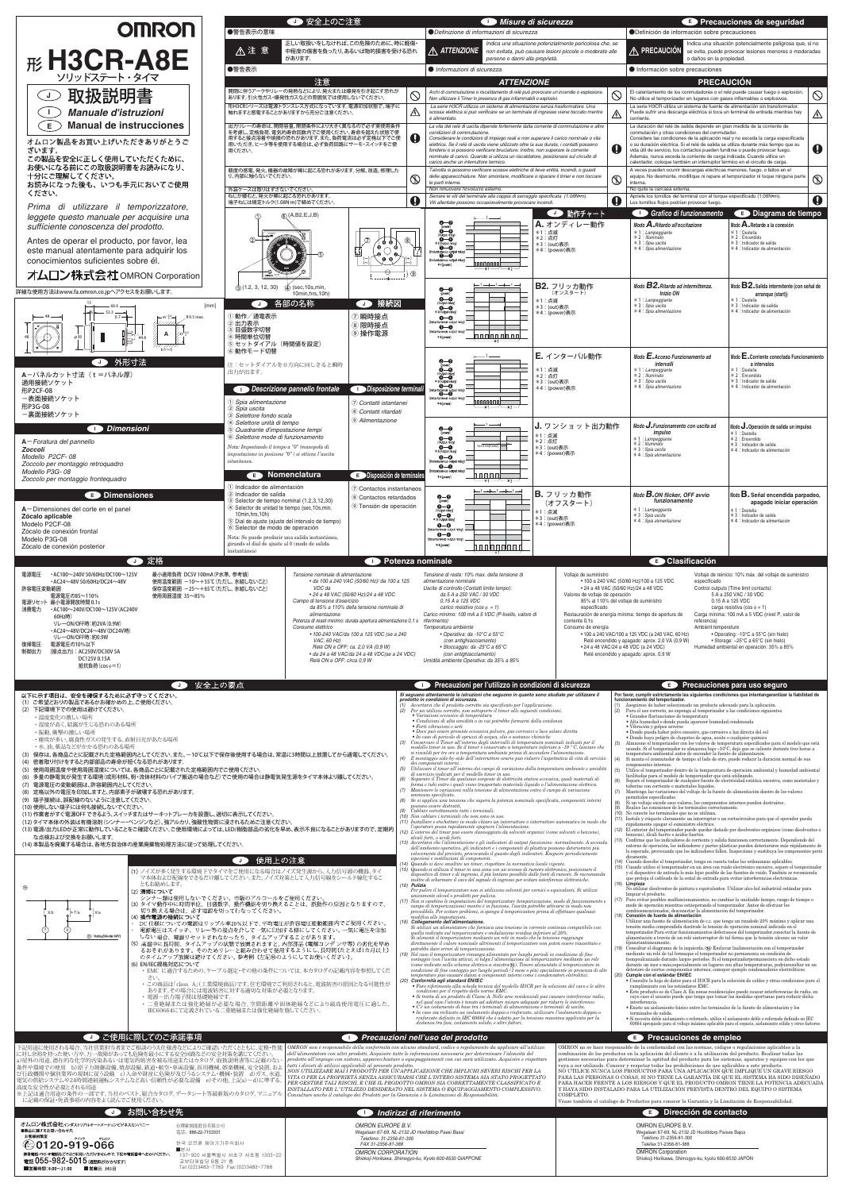OMRON

# 形 H3CR-A8E

ソリッドステート・タイマ

## J 取扱説明書
## I *Manuale d'istruzioni*
## E Manual de instrucciones

オムロン製品をお買い上げいただきありがとうございます。
この製品を安全に正しく使用していただくために、お使いになる前にこの取扱説明書をお読みになり、十分にご理解ください。
お読みになった後も、いつも手元においてご使用ください。

*Prima di utilizzare il temporizzatore, leggete questo manuale per acquisire una sufficiente conoscenza del prodotto.*

Antes de operar el producto, por favor, lea este manual atentamente para adquirir los conocimientos suficientes sobre él.

オムロン株式会社 OMRON Corporation

詳細な使用方法はwww.fa.omron.co.jp/へアクセスをお願いします。

---

## J 安全上のご注意

●警告表示の意味

| | |
|---|---|
| ⚠ 注 意 | 正しい取扱いをしなければ、この危険のために、時に軽傷・中程度の傷害を負ったり、あるいは物的損害を受ける恐れがあります。 |

●警告表示

**注意**

- 開閉に伴うアークやリレーの発熱などにより、発火または爆発を引き起こす恐れがあります。引火性ガス・爆発性ガスなどの雰囲気では使用しないでください。
- 形H3CRシリーズは電源トランスレス方式になっています。電源印加状態で、端子に触れますと感電することがありますから十分ご注意ください。
- 出力リレーの寿命は、開閉容量、開閉条件により大きく異なるのでご実使用条件を考慮し、定格負荷、電気的寿命回数内でご使用ください。寿命を超えた状態で使用すると接点溶着や焼損の恐れがあります。負荷電流は必ず定格以下でご使用ください。ヒータ等を使用する場合は、必ず負荷回路にサーモ・スイッチをご使用ください。
- 頻度の感電、発火、機器の故障が稀に起こる恐れがあります。分解、改造、修理したり、内部に触らないでください。
- 外装ケースは取り外さないでください。
- ねじが緩むと、発火が稀に起こる恐れがあります。端子ねじは規定トルク(1.08N・m)で締めてください。

## I *Misure di sicurezza*

●*Definizione di informazioni di sicurezza*

| | |
|---|---|
| ⚠ ATTENZIONE | *Indica una situazione potenzialmente pericolosa che, se non evitata, può causare lesioni piccole o moderate alle persone o danni alla proprietà.* |

●*Informazioni di sicurezza*

**ATTENZIONE**

- *Archi di commutazione o riscaldamento di relè può provocare un incendio o esplosione. Non utilizzare il Timer in presenza di gas infiammabili o esplosivi.*
- *La serie H3CR utilizza un sistema di alimentazione senza trasformatore. Una scossa elettrica si può verificare se un terminale di ingresso viene toccato mentre è alimentato.*
- *La vita del relè di uscita dipende fortemente dalla corrente di commutazione e altre condizioni di commutazione. Considerate le condizioni di impiego reali e non superare il carico nominale o vita elettrica. Se il relè di uscita viene utilizzato oltre la sua durata, i contatti possono fondersi o si possono verificare bruciature. Inoltre, non superare il carico nominale di carico. Quando si utilizza un riscaldatore, posizionare sul circuito di carico anche un interruttore termico.*
- *Talvolta si possono verificare scosse elettriche di lieve entità, incendi, o guasti delle apparecchiature. Non smontare, modificare o riparare il timer e non toccare le parti interne.*
- *Non rimuovere l'involucro esterno.*
- *Serrare le viti del terminale alla coppia di serraggio specificata (1.08N•m). Viti allentate possono occasionalmente provocare incendi.*

## E Precauciones de seguridad

●Definición de información sobre precauciones

| | |
|---|---|
| ⚠ PRECAUCIÓN | Indica una situación potencialmente peligrosa que, si no se evita, puede provocar lesiones menores o moderadas o daños en la propiedad. |

●Información sobre precauciones

**PRECAUCIÓN**

- El calentamiento de los conmutadores o el relé puede causar fuego o explosión. No utilice el temporizador en lugares con gases inflamables o explosivos.
- La serie H3CR utiliza un sistema de fuente de alimentación sin transformador. Puede sufrir una descarga eléctrica si toca un terminal de entrada mientras hay corriente.
- La duración del relé de salida depende en gran medida de la corriente de conmutación y otras condiciones del conmutador. Considere las condiciones de la aplicación real y no exceda la carga especificada o su duración eléctrica. Si el relé de salida se utiliza durante más tiempo que su vida útil de servicio, los contactos pueden fundirse o pueden producirse quemaduras. Además, nunca exceda la corriente de carga indicada. Cuando utilice un calentador, coloque también un interruptor térmico en el circuito de carga.
- A veces pueden ocurrir descargas eléctricas menores, fuego, o fallos en el equipo. No desmonte, modifique ni repare el temporizador ni toque ninguna parte interna.
- No quite la carcasa externa.
- Apriete los tornillos del terminal con el torque especificado (1.08N•m). Los tornillos flojos podrían provocar fuego.

---

(1.2, 3, 12, 30)　(sec,10s,min, 10min,hrs,10h)

(A,B2,E,J,B)

## J 外形寸法

[mm]

A−パネルカット寸法 (t＝パネル厚)
適用接続ソケット
形P2CF-08
−表面接続ソケット
形P3G-08
−裏面接続ソケット

## I *Dimensioni*

*A−Foratura del pannello*
*Zoccoli*
*Modello P2CF- 08*
*Zoccolo per montaggio retroquadro*
*Modello P3G- 08*
*Zoccolo per montaggio frontequadro*

## E Dimensiones

A−Dimensiones del corte en el panel
**Zócalo aplicable**
Modelo P2CF-08
Zócalo de conexión frontal
Modelo P3G-08
Zócalo de conexión posterior

## J 各部の名称

① 動作／通電表示
② 出力表示
③ 目盛数字切替
④ 時間単位切替
⑤ セットダイアル（時間値を設定）
⑥ 動作モード切替

注：セットダイアルを0方向に回しきると瞬時出力が出ます。

## J 接続図

⑦ 瞬時接点
⑧ 限時接点
⑨ 操作電源

## I *Descrizione pannello frontale*

*① Spia alimentazione*
*② Spia uscita*
*③ Selettore fondo scala*
*④ Selettore unità di tempo*
*⑤ Quadrante d'impostazione tempi*
*⑥ Selettore modo di funzionamento*

*Nota: Impostando il tempo a "0" (manopola di impostazione in posizione "0") si ottiene l'uscita istantanea.*

## I *Disposizione terminali*

*⑦ Contatti istantanei*
*⑧ Contatti ritardati*
*⑨ Alimentazione*

## E Nomenclatura

① Indicador de alimentación
② Indicador de salida
③ Selector de tiempo nominal (1.2,3,12,30)
④ Selector de unidad de tiempo (sec,10s,min, 10min,hrs,10h)
⑤ Dial de ajuste (ajuste del intervalo de tiempo)
⑥ Selector de modo de operación

Nota: Se puede producir una salida instantánea, girando el dial de ajuste al 0 (modo de salida instantánea)

## E Disposición de terminales

⑦ Contactos instantáneos
⑧ Contactos retardados
⑨ Tensión de operación

---

## J 動作チャート / I *Grafico di funzionamento* / E Diagrama de tiempo

**A. オンディレー動作**
※1：点滅
※2：点灯
※3：(out)表示
※4：(power)表示

*Modo A. Ritardo all'eccitazione*
*※1 : Lampeggiante*
*※2 : Illuminato*
*※3 : Spia uscita*
*※4 : Spia alimentazione*

Modo A. Retardo a la conexión
※1 : Destella
※2 : Encendido
※3 : Indicador de salida
※4 : Indicador de alimentación

**B2. フリッカ動作（オンスタート）**
※1：点滅
※3：(out)表示
※4：(power)表示

*Modo B2. Ritardo ad intermittenza. Inizio ON*
*※1 : Lampeggiante*
*※3 : Spia uscita*
*※4 : Spia alimentazione*

Modo B2. Salida intermitente (con señal de arranque (start))
※1 : Destella
※3 : Indicador de salida
※4 : Indicador de alimentación

**E. インターバル動作**
※1：点滅
※2：点灯
※3：(out)表示
※4：(power)表示

*Modo E. Accesso Funzionamento ad intervalli*
*※1 : Lampeggiante*
*※2 : Illuminato*
*※3 : Spia uscita*
*※4 : Spia alimentazione*

Modo E. Corriente conectada Funcionamiento a intervalos
※1 : Destella
※2 : Encendido
※3 : Indicador de salida
※4 : Indicador de alimentación

**J. ワンショット出力動作**
※1：点滅
※2：点灯
※3：(out)表示
※4：(power)表示

*Modo J. Funzionamento con uscita ad impulso*
*※1 : Lampeggiante*
*※2 : Illuminato*
*※3 : Spia uscita*
*※4 : Spia alimentazione*

Modo J. Operación de salida un impulso
※1 : Destella
※2 : Encendido
※3 : Indicador de salida
※4 : Indicador de alimentación

**B. フリッカ動作（オフスタート）**
※1：点滅
※3：(out)表示
※4：(power)表示

*Modo B. ON flicker, OFF avvio funzionamento*
*※1 : Lampeggiante*
*※3 : Spia uscita*
*※4 : Spia alimentazione*

Modo B. Señal encendida parpadeo, apagado iniciar operación
※1 : Destella
※3 : Indicador de salida
※4 : Indicador de alimentación

---

## J 定格

電源電圧　・AC100〜240V 50/60Hz/DC100〜125V
　　　　　・AC24〜48V 50/60Hz/DC24〜48V
許容電圧変動範囲　電源電圧の85〜110%
電源リセット　最小電源開放時間0.1s
消費電力　・AC100〜240V/DC100〜125V(AC240V 60Hz時)
　　　　　リレーON/OFF時:約2VA(0.9W)
　　　　　・AC24〜48V/DC24〜48V(DC24V時)
　　　　　リレーON/OFF時:約0.9W
復帰電圧　電源電圧の10%以下
制御出力　[接点出力]：AC250V/DC30V 5A
　　　　　DC125V 0.15A
　　　　　抵抗負荷(cosφ＝1)
最小適用負荷　DC5V 100mA(P水準、参考値)
使用周囲温度　−10〜＋55℃(ただし、氷結しないこと)
保存周囲温度　−25〜＋65℃(ただし、氷結しないこと)
使用周囲湿度　35〜85%

## I *Potenza nominale*

*Tensione nominale di alimentazione*
- *da 100 a 240 VAC (50/60 Hz)/ da 100 a 125 VDC da*
- *24 a 48 VAC (50/60 Hz)/24 a 48 VDC*

*Campo di tensione d'esercizio da 85% a 110% della tensione nominale di alimentazione*
*Potenza di reset minimo: durata apertura alimentazione 0,1 s*
*Consumo elettrico*
- *100-240 VAC/da 100 a 125 VDC (se a 240 VAC, 60 Hz)*
 *Relè ON e OFF: ca. 2,0 VA (0,9 W)*
- *da 24 a 48 VAC/da 24 a 48 VDC(se a 24 VDC)*
 *Relè ON e OFF: circa 0,9 W*

*Tensione di reset: 10% max. della tensione di alimentazione nominale*
*Uscite di controllo (Contatti limite tempo):*
*da 5 A a 250 VAC / 30 VDC*
*0,15 A a 125 VDC*
*carico resistivo (cos φ = 1)*
*Carico minimo: 100 mA a 5 VDC (P-livello, valore di riferimento)*
*Temperatura ambiente*
- *Operativa: da -10°C a 55°C (con antighiacciamento)*
- *Stoccaggio: da -25°C a 65°C (con antighiacciamento)*

*Umidità ambiente Operativa: da 35% a 85%*

## E Clasificación

Voltaje de suministro
- 100 a 240 VAC (50/60 Hz)/100 a 125 VDC
- 24 a 48 VAC (50/60 Hz)/24 a 48 VDC

Valores de voltaje de operación
　85% al 110% del voltaje de suministro especificado
Restauración de energía mínima: tiempo de apertura de corriente 0,1s
Consumo de energía
- 100 a 240 VAC/100 a 125 VDC (a 240 VAC, 60 Hz)
 Relé encendido y apagado: aprox. 2,0 VA (0,9 W)
- 24 a 48 VAC/24 a 48 VDC (a 24 VDC)
 Relé encendido y apagado: aprox. 0,9 W

Voltaje de reinicio: 10% máx. del voltaje de suministro especificado
Control outputs (Time limit contacts):
　5 A a 250 VAC / 30 VDC
　0.15 A a 125 VDC
　carga resistiva (cos φ = 1)
Carga mínima: 100 mA a 5 VDC (nivel P, valor de referencia)
Ambient temperature
- Operating: -10°C a 55°C (sin hielo)
- Storage: -25°C a 65°C (sin hielo)

Humedad ambiental en operación: 35% a 85%

---

## J 安全上の要点

以下に示す項目は、安全を確保するために必ず守ってください。
(1) ご希望どおりの製品であるかお確かめの上、ご使用ください。
(2) 下記環境下での使用は避けてください。
　・温度変化の激しい場所
　・湿度が高く、結露が生じる恐れのある場所
　・振動、衝撃の激しい場所
　・腐食性ガス・可燃性ガスが発生する、直射日光があたる場所
　・水、油、薬品などがかかる恐れのある場所
(3) 保存は、各商品ごとに記載された定格範囲内でください。また、−10℃以下で保存使用する場合は、常温に3時間以上放置してから通電してください。
(4) 密着取り付けをすると内部部品の寿命が短くなる恐れがあります。
(5) 使用周囲温度や使用周囲湿度については、各商品ごとに記載された定格範囲内でご使用ください。
(6) 多量の静電気が発生する環境(成形材料、粉・流体材料のパイプ輸送の場合など)でご使用の場合は静電気発生源をタイマ本体より離してください。
(7) 電源電圧の変動範囲は、許容範囲内としてください。
(8) 定格以外の電圧を印加しますと、内部素子が破壊する恐れがあります。
(9) 端子接続は、誤配線のないように注意してください。
(10) 使用しない端子には何も接続しないでください。
(11) 作業者がすぐ電源OFFできるよう、スイッチまたはサーキットブレーカを設置し、適切に表示してください。
(12) タイマ本体の汚れは有機溶剤(シンナー・ベンジンなど)、強アルカリ、強酸性物質に浸されるために注意ください。
(13) 電源/出力LEDが正常に動作していることを確認ください。ご使用環境によっては、LED/樹脂部品の劣化を早め、表示不良になることがありますので、定期的な点検および交換をお願いします。
(14) 本製品を廃棄する場合は、各地方自治体の産業廃棄物処理方法に従って処理してください。

## J 使用上の注意

(1) ノイズが多く発生する環境下でタイマをご使用になる場合はノイズ発生源から、入力信号線の機器、タイマ本体および入力信号線をできるだけ離してください。ノイズ対策としては入力信号線をシールド線化することも効果があります。
(2) 清掃について
　シンナー類は使用しないでください。市販のアルコールをご使用ください。
(3) タイマ動作中に時間単位、目盛数字、動作機能を切り換えることは、誤動作の原因となりますので、切り替える場合は、必ず電源を切ってください。
(4) 操作電源の接続について
　・DC仕様においての電源はリップル率20%以下で、平均電圧が許容電圧変動範囲内でご使用ください。
　・電源電圧はスイッチ、リレー等の接点を介して一気に印加するようにしてください。一気に電圧を印加しない場合、電源リセットされなかったり、タイムアップすることがあります。
(5) 長期間に長時間、タイムアップ状態で放置されますと、内部電子部品(電解コンデンサ等)の劣化を早めるおそれがあります。そのためリレーと組み合わせて使用するようにし、長時間(たとえば1カ月以上)のタイムアップ放置は避けてください。参考例（左記図のように）をお使いください。
(6) EN/IEC規格対応について
　・EMCに適合するための、ケーブル選定・その他の条件については、本カタログの記載内容を参照してください。
　・この商品は「class A」(工業環境商品)です。住宅環境でご使用されると、電波妨害の原因となる可能性があります。その場合には電波妨害に対する適切な対策が必要となります。
　・電源一出力端子間は基礎絶縁です。
　・二重絶縁または強化絶縁が必要な場合、空間距離や沿面距離などにより高度な使用電圧に適した、IEC60664にて定義されている二重絶縁または強化絶縁を施してください。

(5) Relay(24vdc:MY)

## I *Precauzioni per l'utilizzo in condizioni di sicurezza*

*Si seguano attentamente le istruzioni che seguono in quanto sono studiate per utilizzare il prodotto in condizioni di sicurezza.*
*(1) Accertarsi che il prodotto corretto sia specificato per l'applicazione.*
*(2) Per un utilizzo corretto, non sottoporre il timer alle seguenti condizioni.*
- *Variazioni eccessive di temperatura*
- *Condizioni di alta umidità o in cui potrebbe formarsi della condensa*
- *Forti vibrazioni o urti*
- *Dove può essere presente eccessiva polvere, gas corrosivi o luce solare diretta*
- *In caso di periodo di spruzzi di acqua, olio o sostanze chimiche*

*(3) Conservare il Timer all'interno del campo di temperatura nominali indicato per il modello timer in uso. Se il timer è conservato a temperature inferiore a -10 °C, lasciare che si riscaldi per tre ore a temperatura ambiente prima di accendere l'alimentazione.*
*(4) Il montaggio side-by-side dell'interruttore orario può ridurre l'aspettativa di vita di servizio dei componenti interni.*
*(5) Utilizzare il timer all'interno del campo di temperatura ambiente e umidità di esercizio indicati per il modello timer in uso.*
*(6) Separare il Timer da qualsiasi sorgente di elettricità statica eccessiva, quali materiali di forma o tubi entro i quali viene trasportato materiale liquido o l'alimentazione elettrica.*
*(7) Mantenere le variazioni nella tensione di alimentazione entro il campo di variazione ammesso specificato.*
*(8) Se si applica una tensione che supera la potenza nominale specificata, componenti interni possono essere distrutti.*
*(9) Cablare correttamente tutti i terminali.*
*(10) Non cablare i terminali che non sono in uso.*
*(11) Installare e etichettare in modo chiaro un interruttore o un interruttore automatico in modo che l'operatore possa rapidamente spegnere l'alimentazione.*
*(12) L'esterno del timer può essere danneggiato da solventi organici (come solventi o benzene), alcali forti, o acidi forti.*
*(13) Accertarsi che l'alimentazione e gli indicatori di output funzionino normalmente. A seconda dell'ambiente operativo, gli indicatori e i componenti di plastica possono deteriorarsi più velocemente del previsto, provocando il guasto degli indicatori. Eseguire periodicamente ispezioni e sostituzioni di componenti.*
*(14) Quando si deve smaltire un timer, rispettare la normativa locale vigente.*
*(15) Quando si utilizza il timer in una zona con un eccesso di rumore elettronico, posizionare il dispositivo di timer e di ingresso, il più lontano possibile dalle fonti di rumore. Si raccomanda inoltre di schermare il cavo del segnale di ingresso per evitare interferenze elettroniche.*
*(16) Pulizia*
*Per pulire il temporizzatore non si utilizzino solventi per vernici o equivalenti. Si utilizzi unicamente alcool a gradazione standard.*
*(17) Non a cambiare le impostazioni del temporizzatore (temporizzazione, modo di funzionamento e campo di temporizzazione) mentre è in funzione, l'uscita potrebbe attivarsi in modo non prevedibile. Per evitare problemi, si spenga il temporizzatore prima di effettuare qualsiasi modifica alle impostazioni.*
*(18) Collegamento dell'alimentazione.*
*Si utilizzi un alimentatore che fornisce una tensione in corrente continua compatibile con quella indicata nel temporizzatore e ondulazione residua inferiore al 20%.*
*Si alimenti il temporizzatore mediante un relè in modo che la tensione raggiunga direttamente il valore nominale altrimenti il temporizzatore non può resettarsi o potrebbe darsi errori di temporizzazione.*
*(19) Nel caso il temporizzatore rimanga alimentato per lunghi periodi di fine conteggio (con l'uscita attiva), si fulgora l'alimentazione al temporizzatore mediante un relè (come indicato nella schema elettrico a sinistra). Tenere alimentato il temporizzatore in condizione di fine conteggio per lunghi periodi (1 mese o più) significa danneggiare in modo prematuro i componenti interni come i condensatori elettrolitici.*
*(20) Conformità agli standard EN/IEC*
- *Fare riferimento alla scheda tecnica del modello H3CR per la selezione del cavo e le altre condizioni per il rispetto delle norme EMC.*
- *Si tratta di un prodotto di Classe A. Nelle aree residenziali può causare interferenze radio, nel qual caso il utente è tenuto ad adottare misure adeguate per ridurre le interferenze.*
- *C'è un isolamento di base tra i terminali di alimentazione e i terminali di uscita.*
- *In caso sia richiesto un isolamento doppio o rinforzato, utilizzare l'isolamento doppio o rinforzato definito in IEC 60664 che è adatto per la tensione massima applicata per la distanza tra fasi, isolamento solido, e altri fattori.*

## E Precauciones para uso seguro

Por favor, cumplir estrictamente las siguientes condiciones que intentan garantizar la fiabilidad de funcionamiento del temporizador.
(1) Asegúrese de haber seleccionado un producto adecuado para la aplicación.
(2) Para un uso correcto, no exponga el temporizador a las condiciones siguientes.
- Grandes fluctuaciones de temperatura
- Alta humedad o donde pueda aparecer humedad condensada
- Vibración y golpes severos
- Donde haya polvo excesivo, gas corrosivo o luz directa del sol
- Donde haya peligro de chapoteo de agua, aceite o cualquier químico

(3) Almacene el temporizador con los valores de temperatura especificados para el modelo que está usando. Si el temporizador se almacena bajo −10°C, deje que se caliente durante tres horas a temperatura ambiental antes de encender la fuente de alimentación.
(4) Si monta el montador de tiempo al lado de otro, puede reducir la duración normal de sus componentes internos.
(5) Utilice el temporizador dentro de la temperatura de operación ambiental y humedad ambiental facilitadas para el modelo de temporizador que está utilizando.
(6) Separe el temporizador de cualquier fuente de electricidad estática excesiva, como materiales y tuberías con corriente o materiales líquidos.
(7) Mantenga las variaciones del voltaje de la fuente de alimentación dentro de los valores permitidos especificados.
(8) Si un voltaje excede esos valores, los componentes internos pueden destruirse.
(9) Realice las conexiones de los terminales correctamente.
(10) No conecte los terminales que no se utilicen.
(11) Instale y etiquete claramente un interruptor o un cortacircuitos para que el operador pueda rápidamente apagar el suministro eléctrico.
(12) El exterior del temporizador puede quedar dañado por disolventes orgánicos (como disolventes o benceno), álcali fuerte o ácidos fuertes.
(13) Confirme que los indicadores de corriente y salida funcionen correctamente. Dependiendo del entorno de operación, los indicadores y partes plásticas pueden deteriorarse más rápidamente de lo esperado, provocando que los indicadores fallen. Inspeccione y sustituya los componentes periódicamente.
(14) Cuando deseche el temporizador, tenga en cuenta todas las ordenanzas aplicables.
(15) Cuando utilice el temporizador en un área con ruido electrónico excesivo, separe el temporizador y el dispositivo de entrada lo más lejos posible de las fuentes de ruido. También se recomienda que proteja el cableado de la señal de entrada para evitar interferencias electrónicas.
(16) Limpieza
No utilizar disolvente de pintura o equivalentes. Utilizar alco-hol industrial estándar para limpiar el producto.
(17) Para evitar posibles malfuncionamientos, no cambiar la unidad de tiempo, rango de tiempo o modo de operación mientras esté operando el temporizador. Antes de efectuar los cambios necesarios, desconectar la alimentación del temporizador.
(18) Conexión de fuente de alimentación
Utilizar una fuente de alimentación de c.c. que tenga un rizado de 20% máximo y aplicar una tensión media comprendida dentro de la tensión de operación nominal indicada en el temporizador. Para evitar funcionamientos defectuosos del temporizador conectar la fuente de alimentación a través de un relé interruptor de tal forma que la tensión alcance un valor fijo instantáneamente.
(19) Consultar el diagrama de la izquierda(5) Enclavar lealimentación con el temporizador mediante un relé de tal formaque el temporizador no permanezca en condición de temporizaciónacabada durante largos periodos. Si el temporizadorpermanece en dicho estado durante un mes o más especialmente en zonas de alta temperatura, podríaresultar en un deterioro de ciertos componentes internos, comopor ejemplo condensadores electrolíticos.
(20) Cumple con el estándar EN/IEC
- Consulte la hoja de datos para el H3CR para la selección de cables y otras condiciones para el cumplimiento con los estándares EMC.
- Este producto es de Clase A. En zonas residenciales puede causar interferencias de radio, en cuyo caso el usuario puede que tenga que tomar las medidas oportunas para reducir dicha interferencia.
- Existe un aislamiento básico entre los terminales de la fuente de alimentación y los terminales de salida.
- Si necesita doble aislamiento o reforzado, utilice el aislamiento doble o reforzado definido en IEC 60664 apropiado para el voltaje máximo aplicado para el espacio, aislamiento sólido y otros factores.

---

## J ご使用に際してのご承諾事項

下記用途に使用される場合、当社営業担当者までご相談のうえ仕様書等によりご確認いただくとともに、定格・性能に対し余裕を持った使い方や、万一故障があっても危険を最小にする安全回路などの安全対策を講じてください。
a)屋外の用途、潜在的な化学的汚染あるいは電気的妨害を被る用途または本カタログ、取扱説明書等に記載のない条件や環境での使用　b)原子力制御設備、焼却設備、鉄道・航空・車両設備、医用機械、娯楽機械、安全装置、および行政機関や個別業界の規制に従う設備　c)人命や財産に危険が及びうるシステム・機械・装置　d)ガス、水道、電気の供給システムや24時間連続運転システムなど高い信頼性が必要な設備　e)その他、上記a)〜d)に準ずる、高度な安全性が必要とされる用途
＊上記は適合用途の条件の一部です。当社のベスト、総合カタログ、データシート等最新版のカタログ、マニュアルに記載の保証・免責事項の内容をよく読んでご使用ください。

## I *Precauzioni nell'uso del prodotto*

*OMRON non è responsabile della conformità con alcuno standard, codice o regolamento da applicare all'utilizzo dell'alimentatore con altri prodotti. Acquisire tutte le informazioni necessarie per determinare l'idoneità del prodotto all'impiego con sistemi, apparecchiature o equipaggiamenti con cui sarà utilizzato. Acquisire e rispettare tutti i divieti di utilizzi applicabili al presente prodotto.*
*NON UTILIZZARE MAI I PRODOTTI PER UN'APPLICAZIONE CHE IMPLICHI SERVI RISCHI PER LA VITA O PER LA PROPRIETÀ SENZA ASSICURARSI CHE L'INTERO SISTEMA SIA STATO PROGETTATO PER GESTIRE TALI RISCHI, E CHE IL PRODOTTO OMRON SIA CORRETTAMENTE CLASSIFICATO E INSTALLATO PER L'UTILIZZO DESIDERATO NEL SISTEMA O EQUIPAGGIAMENTO COMPLESSIVO.*
*Consultare anche il catalogo dei Prodotti per la Garanzia e le Limitazioni di Responsabilità.*

## E Precauciones de empleo

OMRON no se hace responsable de la conformidad con las normas, códigos o regulaciones aplicables a la combinación de los productos en la aplicación del cliente o a la utilización del producto. Realizar todas las gestiones necesarias para determinar la aptitud del producto para los sistemas, aparatos y equipos con los que vaya a ser utilizado. Conocer y respetar todas las prohibiciones de uso aplicables a este producto.
NO UTILICE NUNCA LOS PRODUCTOS PARA UNA APLICACIÓN QUE IMPLIQUE UN GRAVE RIESGO PARA LAS PERSONAS O COSAS, SI NO TIENE LA GARANTÍA DE QUE EL SISTEMA HA SIDO DISEÑADO PARA HACER FRENTE A LOS RIESGOS Y QUE EL PRODUCTO OMRON TIENE LA POTENCIA ADECUADA Y HAYA SIDO INSTALADO PARA LA UTILIZACIÓN PREVISTA DENTRO DEL EQUIPO O SISTEMA COMPLETO.
Véase también el catálogo de Productos para conocer la Garantía y la Limitación de Responsabilidad.

## J お問い合わせ先

オムロン株式会社 インダストリアルオートメーションビジネスカンパニー
●製品に関するお問い合わせ先
お客様相談室
0120-919-066
携帯電話・PHS・IP電話などではご利用いただけませんので、下記の電話番号へおかけください。
電話 055-982-5015 (通話料がかかります)
■営業時間：8:00〜21:00　■営業日：365日

台湾歐姆龍股份有限公司
電話：886-22-7155331

韓国 오므론 제어기기주식회사
■本社
137-920 서울특별시 서초구 서초동 1303-22 교보타워빌딩 B동 21 층
Tel:(02)3483-7789 Fax:(02)3483-7788

## I *Indirizzi di riferimento*

*OMRON EUROPE B.V.*
*Wegalaan 67-69, NL-2132 JD Hoofddorp Paesi Bassi*
*Telefono: 31-2356-81-300*
*FAX:31-2356-81-388*

*OMRON CORPORATION*
*Shiokoji Horikawa, Shimogyo-ku, Kyoto 600-8530 GIAPPONE*

## E Dirección de contacto

OMRON EUROPE B.V.
Wegalaan 67-69, NL-2132 JD Hoofddorp Países Bajos
Teléfono 31-2356-81-300
Telefax 31-2356-81-388

OMRON Corporation
Shiokoji Horikawa, Shimogyo-ku, Kyoto 600-8530 JAPÓN